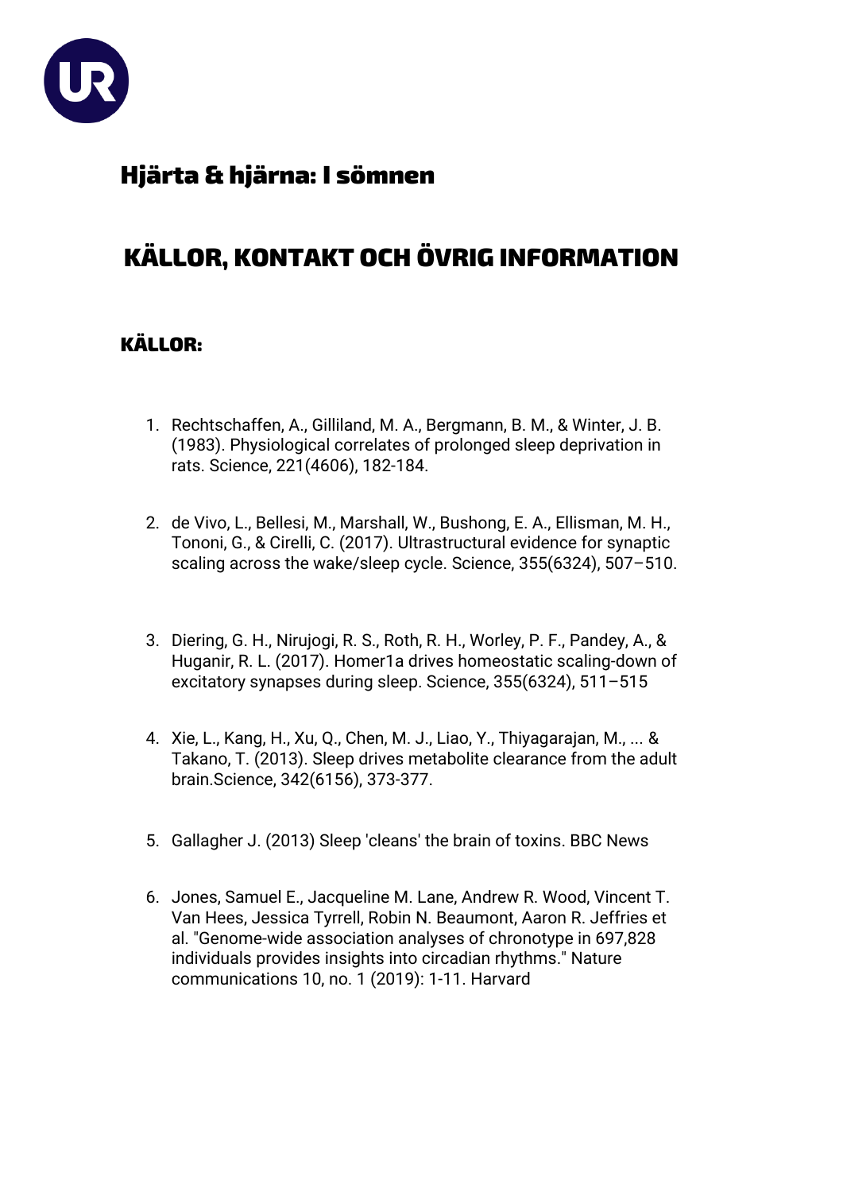# Hjärta & hjärna: I sömnen

## KÄLLOR, KONTAKT OCH ÖVRIG INFORMATION

### KÄLLOR:

1. Rechtschaffen, A., Gilliland, M. A., Bergmann, B. M., & Winter, J. B. (1983). Physiological correlates of prolonged sleep deprivation in rats. Science, 221(4606), 182-184.

2. de Vivo, L., Bellesi, M., Marshall, W., Bushong, E. A., Ellisman, M. H., Tononi, G., & Cirelli, C. (2017). Ultrastructural evidence for synaptic scaling across the wake/sleep cycle. Science, 355(6324), 507–510.

3. Diering, G. H., Nirujogi, R. S., Roth, R. H., Worley, P. F., Pandey, A., & Huganir, R. L. (2017). Homer1a drives homeostatic scaling-down of excitatory synapses during sleep. Science, 355(6324), 511–515

4. Xie, L., Kang, H., Xu, Q., Chen, M. J., Liao, Y., Thiyagarajan, M., ... & Takano, T. (2013). Sleep drives metabolite clearance from the adult brain.Science, 342(6156), 373-377.

5. Gallagher J. (2013) Sleep 'cleans' the brain of toxins. BBC News

6. Jones, Samuel E., Jacqueline M. Lane, Andrew R. Wood, Vincent T. Van Hees, Jessica Tyrrell, Robin N. Beaumont, Aaron R. Jeffries et al. "Genome-wide association analyses of chronotype in 697,828 individuals provides insights into circadian rhythms." Nature communications 10, no. 1 (2019): 1-11. Harvard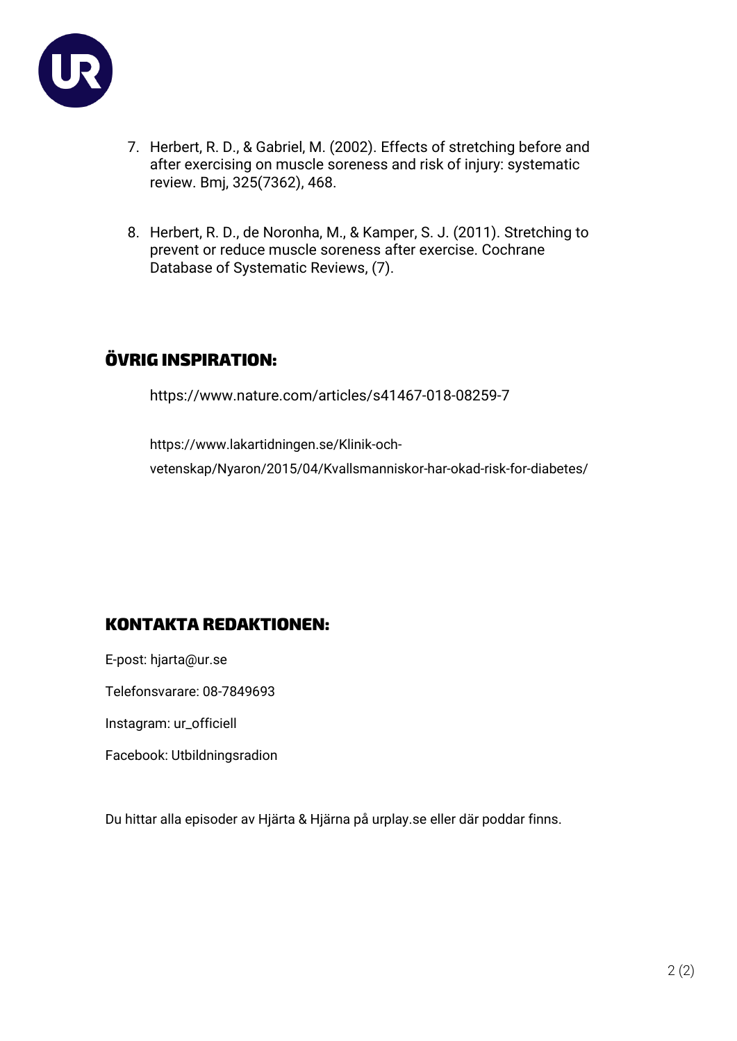7. Herbert, R. D., & Gabriel, M. (2002). Effects of stretching before and after exercising on muscle soreness and risk of injury: systematic review. Bmj, 325(7362), 468.

8. Herbert, R. D., de Noronha, M., & Kamper, S. J. (2011). Stretching to prevent or reduce muscle soreness after exercise. Cochrane Database of Systematic Reviews, (7).

## ÖVRIG INSPIRATION:

https://www.nature.com/articles/s41467-018-08259-7

https://www.lakartidningen.se/Klinik-och-vetenskap/Nyaron/2015/04/Kvallsmanniskor-har-okad-risk-for-diabetes/

## KONTAKTA REDAKTIONEN:

E-post: hjarta@ur.se

Telefonsvarare: 08-7849693

Instagram: ur_officiell

Facebook: Utbildningsradion

Du hittar alla episoder av Hjärta & Hjärna på urplay.se eller där poddar finns.